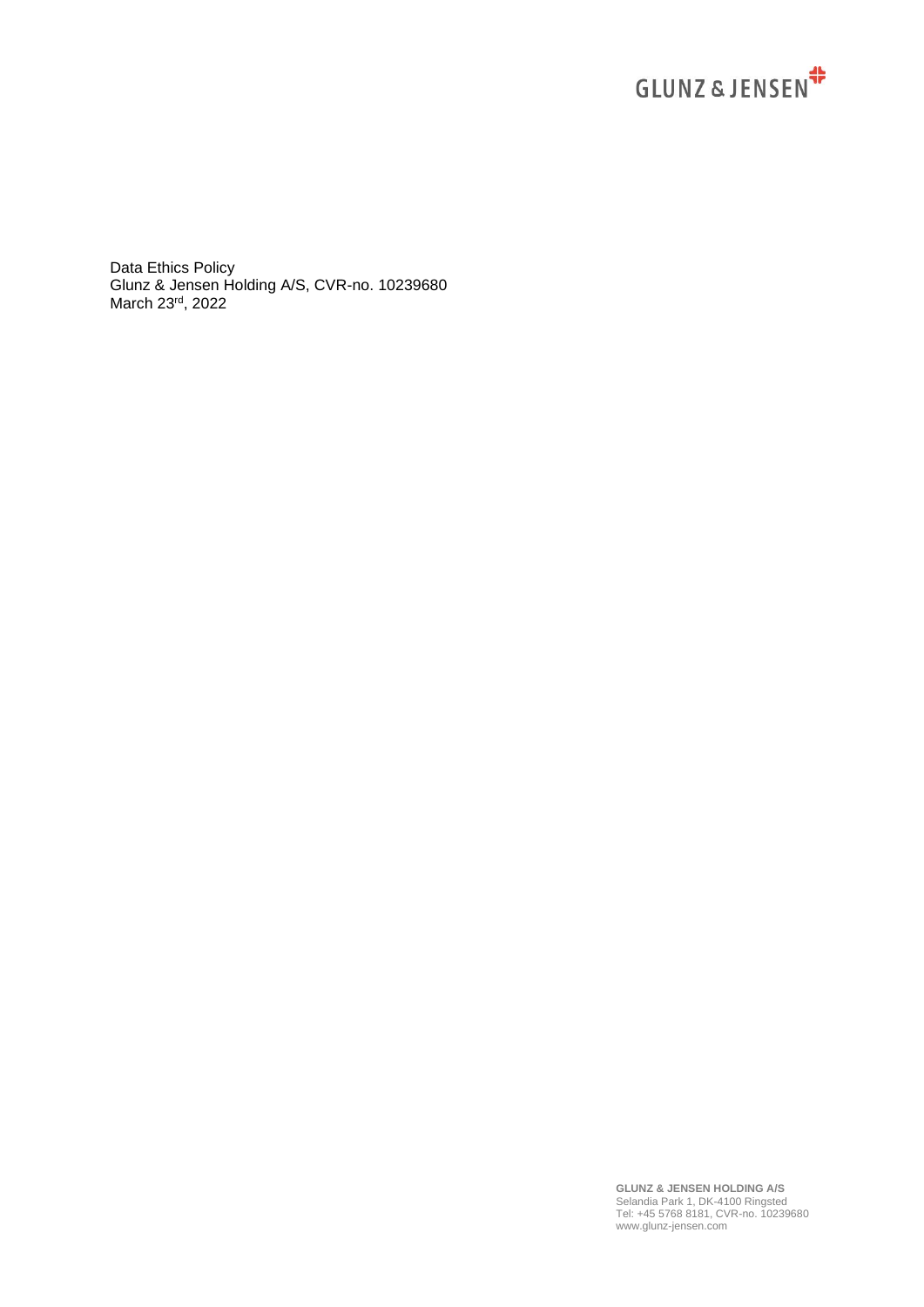Data Ethics Policy
Glunz & Jensen Holding A/S, CVR-no. 10239680
March 23rd, 2022

**GLUNZ & JENSEN HOLDING A/S**
Selandia Park 1, DK-4100 Ringsted
Tel: +45 5768 8181, CVR-no. 10239680
www.glunz-jensen.com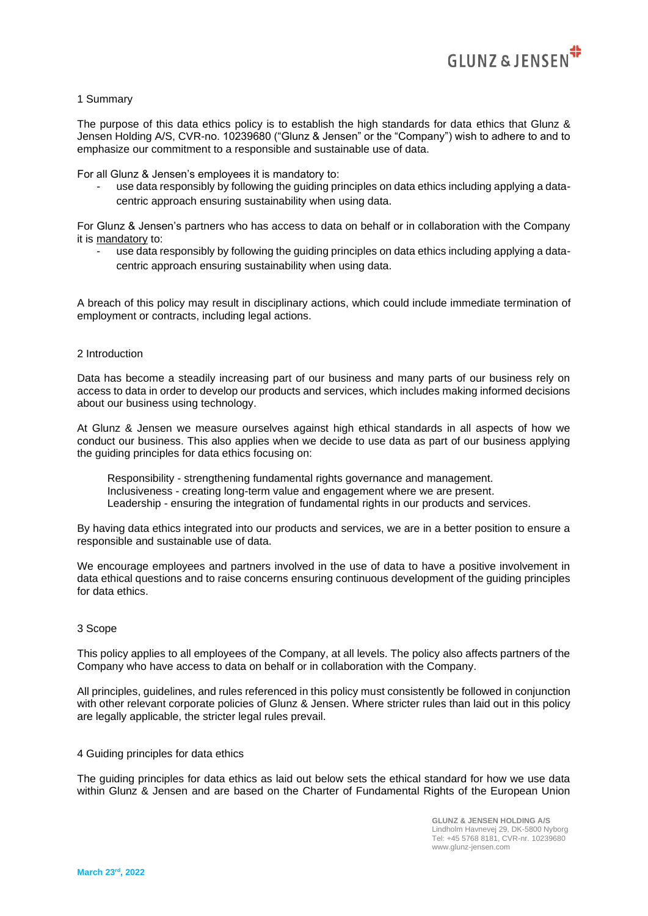## 1 Summary

The purpose of this data ethics policy is to establish the high standards for data ethics that Glunz & Jensen Holding A/S, CVR-no. 10239680 ("Glunz & Jensen" or the "Company") wish to adhere to and to emphasize our commitment to a responsible and sustainable use of data.

For all Glunz & Jensen's employees it is mandatory to:

- use data responsibly by following the guiding principles on data ethics including applying a data-centric approach ensuring sustainability when using data.

For Glunz & Jensen's partners who has access to data on behalf or in collaboration with the Company it is mandatory to:

- use data responsibly by following the guiding principles on data ethics including applying a data-centric approach ensuring sustainability when using data.

A breach of this policy may result in disciplinary actions, which could include immediate termination of employment or contracts, including legal actions.

## 2 Introduction

Data has become a steadily increasing part of our business and many parts of our business rely on access to data in order to develop our products and services, which includes making informed decisions about our business using technology.

At Glunz & Jensen we measure ourselves against high ethical standards in all aspects of how we conduct our business. This also applies when we decide to use data as part of our business applying the guiding principles for data ethics focusing on:

Responsibility - strengthening fundamental rights governance and management.
Inclusiveness - creating long-term value and engagement where we are present.
Leadership - ensuring the integration of fundamental rights in our products and services.

By having data ethics integrated into our products and services, we are in a better position to ensure a responsible and sustainable use of data.

We encourage employees and partners involved in the use of data to have a positive involvement in data ethical questions and to raise concerns ensuring continuous development of the guiding principles for data ethics.

## 3 Scope

This policy applies to all employees of the Company, at all levels. The policy also affects partners of the Company who have access to data on behalf or in collaboration with the Company.

All principles, guidelines, and rules referenced in this policy must consistently be followed in conjunction with other relevant corporate policies of Glunz & Jensen. Where stricter rules than laid out in this policy are legally applicable, the stricter legal rules prevail.

## 4 Guiding principles for data ethics

The guiding principles for data ethics as laid out below sets the ethical standard for how we use data within Glunz & Jensen and are based on the Charter of Fundamental Rights of the European Union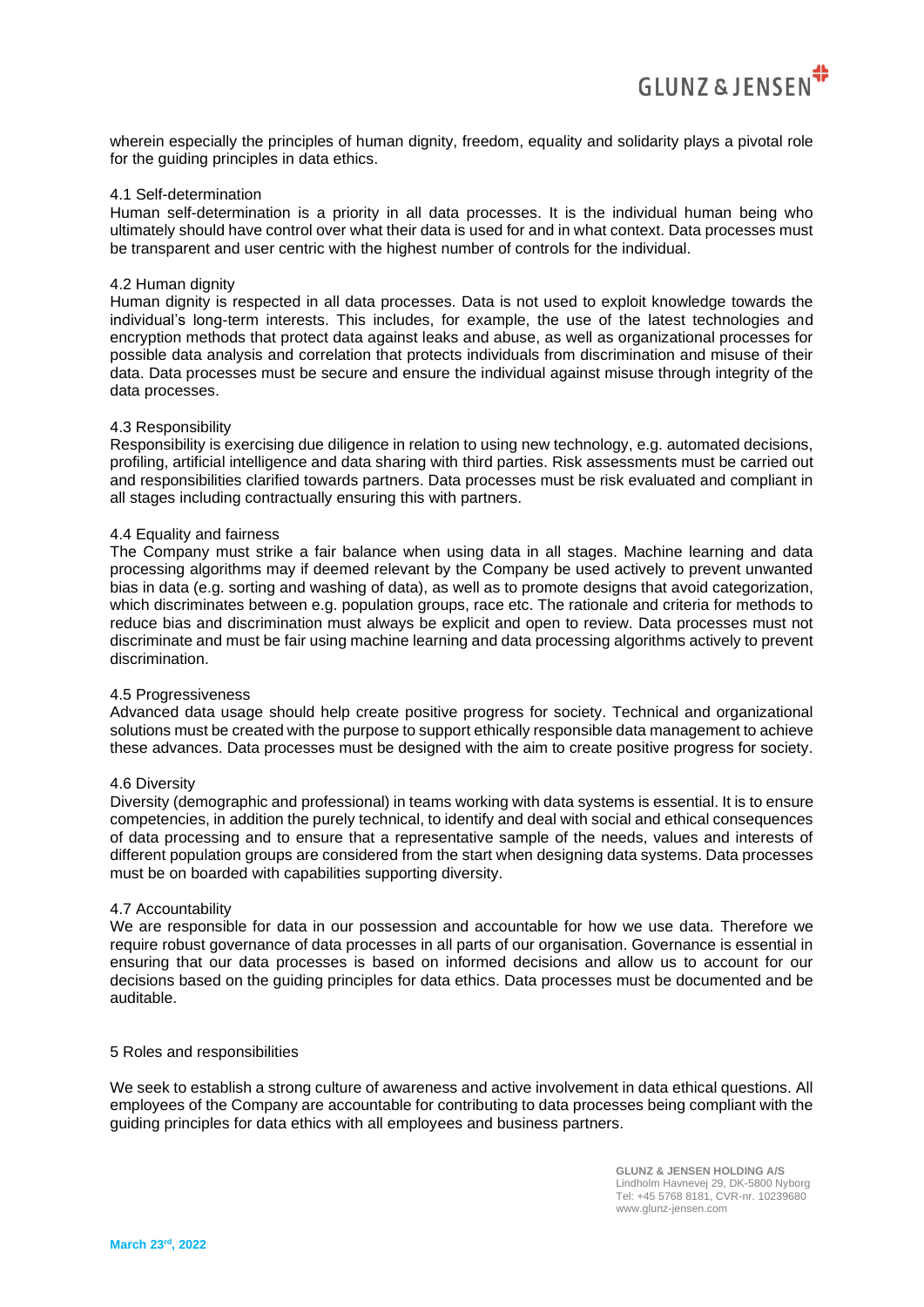wherein especially the principles of human dignity, freedom, equality and solidarity plays a pivotal role for the guiding principles in data ethics.

### 4.1 Self-determination

Human self-determination is a priority in all data processes. It is the individual human being who ultimately should have control over what their data is used for and in what context. Data processes must be transparent and user centric with the highest number of controls for the individual.

### 4.2 Human dignity

Human dignity is respected in all data processes. Data is not used to exploit knowledge towards the individual's long-term interests. This includes, for example, the use of the latest technologies and encryption methods that protect data against leaks and abuse, as well as organizational processes for possible data analysis and correlation that protects individuals from discrimination and misuse of their data. Data processes must be secure and ensure the individual against misuse through integrity of the data processes.

### 4.3 Responsibility

Responsibility is exercising due diligence in relation to using new technology, e.g. automated decisions, profiling, artificial intelligence and data sharing with third parties. Risk assessments must be carried out and responsibilities clarified towards partners. Data processes must be risk evaluated and compliant in all stages including contractually ensuring this with partners.

### 4.4 Equality and fairness

The Company must strike a fair balance when using data in all stages. Machine learning and data processing algorithms may if deemed relevant by the Company be used actively to prevent unwanted bias in data (e.g. sorting and washing of data), as well as to promote designs that avoid categorization, which discriminates between e.g. population groups, race etc. The rationale and criteria for methods to reduce bias and discrimination must always be explicit and open to review. Data processes must not discriminate and must be fair using machine learning and data processing algorithms actively to prevent discrimination.

### 4.5 Progressiveness

Advanced data usage should help create positive progress for society. Technical and organizational solutions must be created with the purpose to support ethically responsible data management to achieve these advances. Data processes must be designed with the aim to create positive progress for society.

### 4.6 Diversity

Diversity (demographic and professional) in teams working with data systems is essential. It is to ensure competencies, in addition the purely technical, to identify and deal with social and ethical consequences of data processing and to ensure that a representative sample of the needs, values and interests of different population groups are considered from the start when designing data systems. Data processes must be on boarded with capabilities supporting diversity.

### 4.7 Accountability

We are responsible for data in our possession and accountable for how we use data. Therefore we require robust governance of data processes in all parts of our organisation. Governance is essential in ensuring that our data processes is based on informed decisions and allow us to account for our decisions based on the guiding principles for data ethics. Data processes must be documented and be auditable.

## 5 Roles and responsibilities

We seek to establish a strong culture of awareness and active involvement in data ethical questions. All employees of the Company are accountable for contributing to data processes being compliant with the guiding principles for data ethics with all employees and business partners.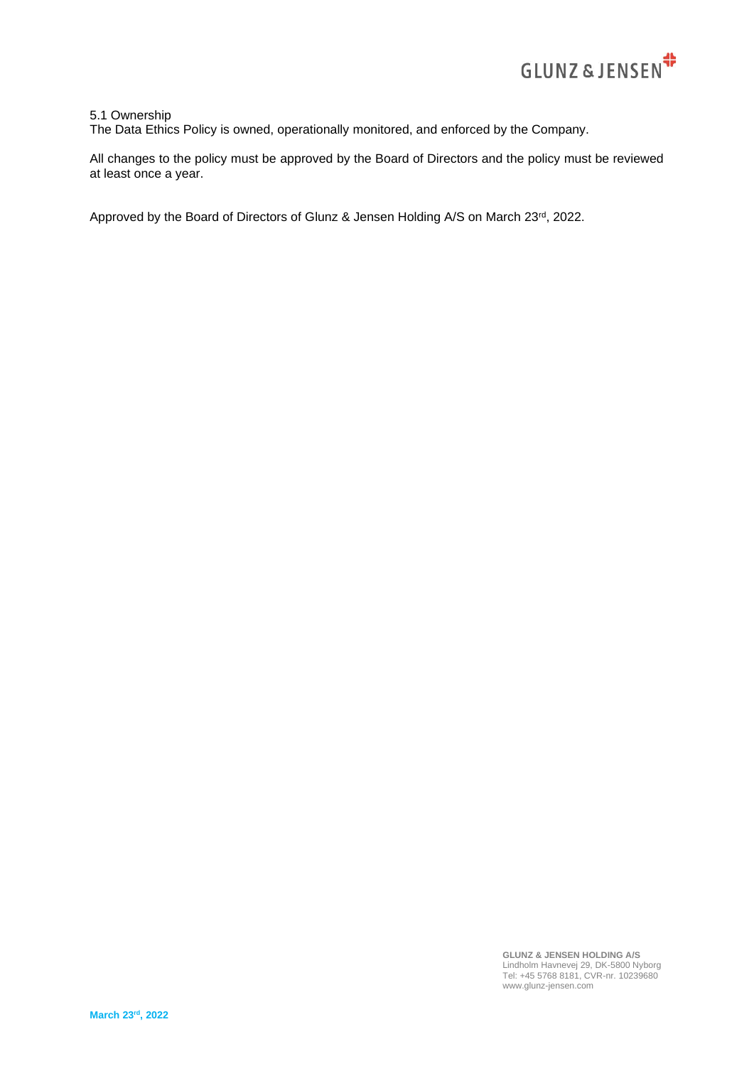5.1 Ownership

The Data Ethics Policy is owned, operationally monitored, and enforced by the Company.

All changes to the policy must be approved by the Board of Directors and the policy must be reviewed at least once a year.

Approved by the Board of Directors of Glunz & Jensen Holding A/S on March 23rd, 2022.